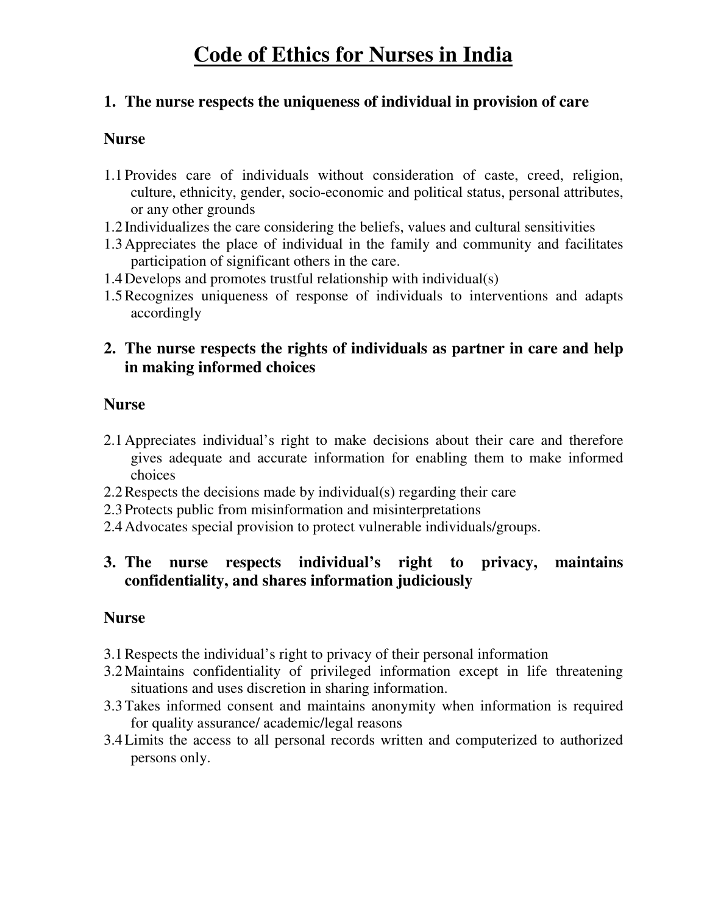# Code of Ethics for Nurses in India

## 1. The nurse respects the uniqueness of individual in provision of care

**Nurse**

1.1 Provides care of individuals without consideration of caste, creed, religion, culture, ethnicity, gender, socio-economic and political status, personal attributes, or any other grounds

1.2 Individualizes the care considering the beliefs, values and cultural sensitivities

1.3 Appreciates the place of individual in the family and community and facilitates participation of significant others in the care.

1.4 Develops and promotes trustful relationship with individual(s)

1.5 Recognizes uniqueness of response of individuals to interventions and adapts accordingly

## 2. The nurse respects the rights of individuals as partner in care and help in making informed choices

**Nurse**

2.1 Appreciates individual's right to make decisions about their care and therefore gives adequate and accurate information for enabling them to make informed choices

2.2 Respects the decisions made by individual(s) regarding their care

2.3 Protects public from misinformation and misinterpretations

2.4 Advocates special provision to protect vulnerable individuals/groups.

## 3. The nurse respects individual's right to privacy, maintains confidentiality, and shares information judiciously

**Nurse**

3.1 Respects the individual's right to privacy of their personal information

3.2 Maintains confidentiality of privileged information except in life threatening situations and uses discretion in sharing information.

3.3 Takes informed consent and maintains anonymity when information is required for quality assurance/ academic/legal reasons

3.4 Limits the access to all personal records written and computerized to authorized persons only.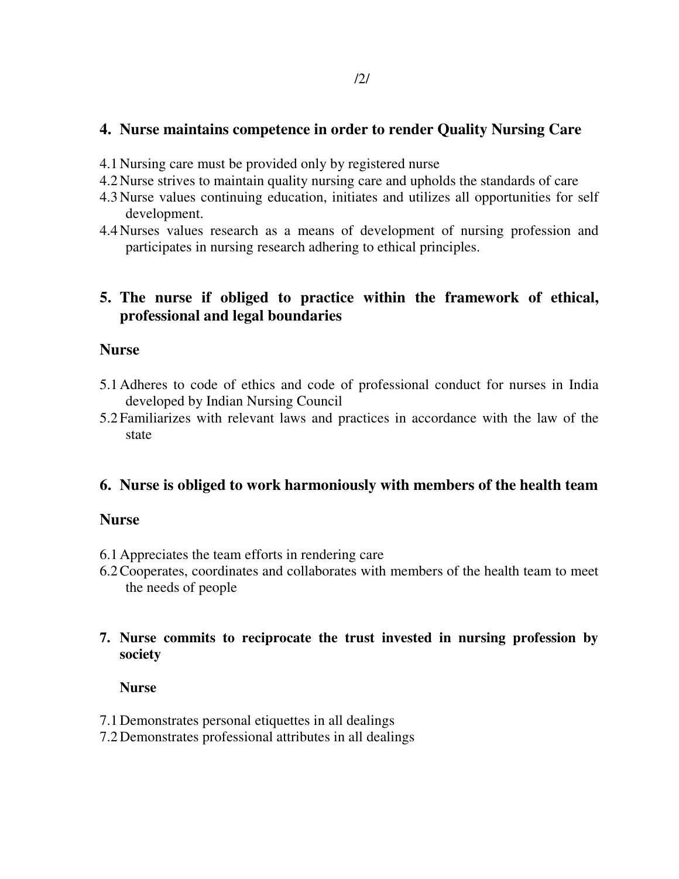## 4. Nurse maintains competence in order to render Quality Nursing Care

4.1 Nursing care must be provided only by registered nurse
4.2 Nurse strives to maintain quality nursing care and upholds the standards of care
4.3 Nurse values continuing education, initiates and utilizes all opportunities for self development.
4.4 Nurses values research as a means of development of nursing profession and participates in nursing research adhering to ethical principles.

## 5. The nurse if obliged to practice within the framework of ethical, professional and legal boundaries

**Nurse**

5.1 Adheres to code of ethics and code of professional conduct for nurses in India developed by Indian Nursing Council
5.2 Familiarizes with relevant laws and practices in accordance with the law of the state

## 6. Nurse is obliged to work harmoniously with members of the health team

**Nurse**

6.1 Appreciates the team efforts in rendering care
6.2 Cooperates, coordinates and collaborates with members of the health team to meet the needs of people

## 7. Nurse commits to reciprocate the trust invested in nursing profession by society

**Nurse**

7.1 Demonstrates personal etiquettes in all dealings
7.2 Demonstrates professional attributes in all dealings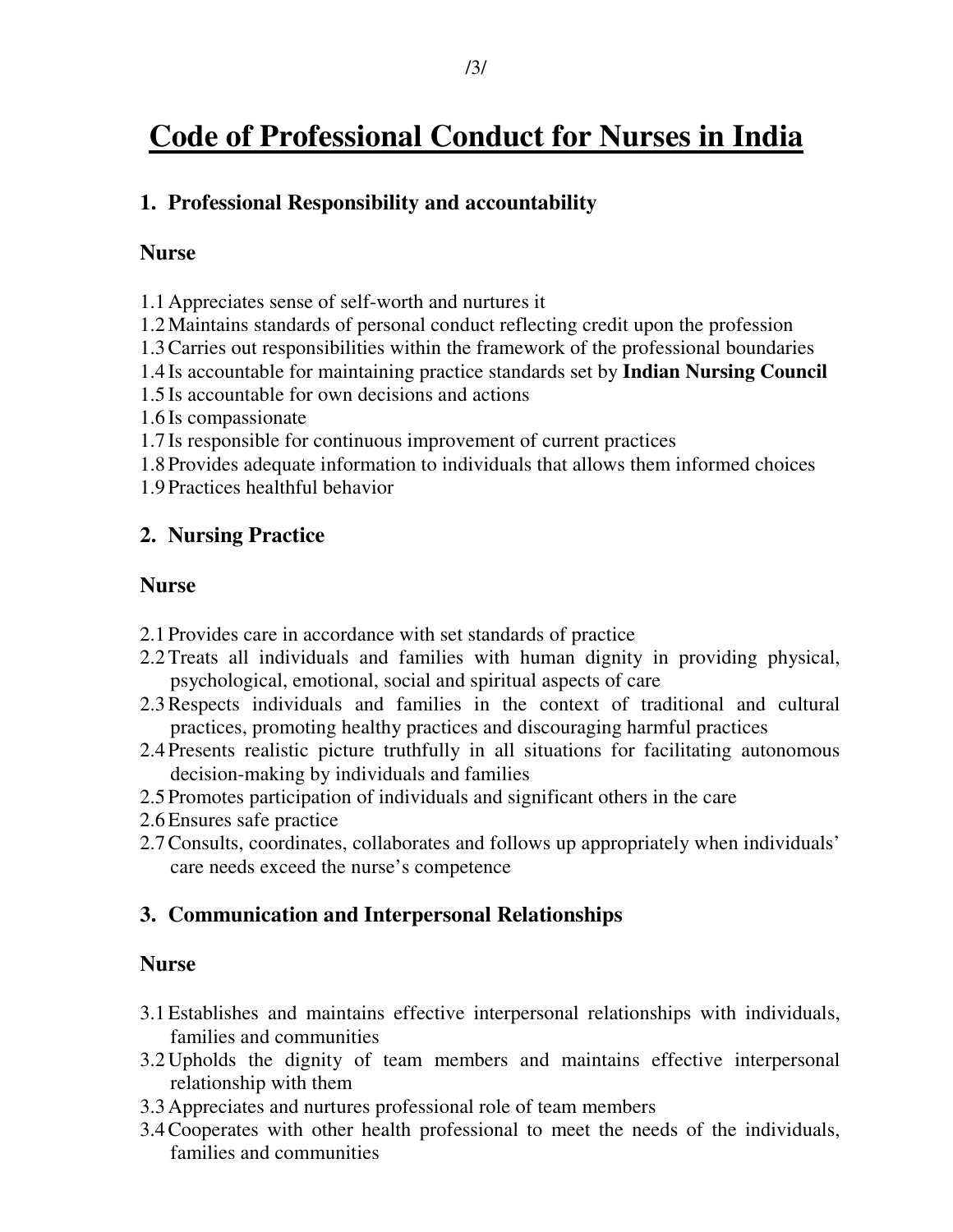# Code of Professional Conduct for Nurses in India

## 1. Professional Responsibility and accountability

**Nurse**

1.1 Appreciates sense of self-worth and nurtures it
1.2 Maintains standards of personal conduct reflecting credit upon the profession
1.3 Carries out responsibilities within the framework of the professional boundaries
1.4 Is accountable for maintaining practice standards set by **Indian Nursing Council**
1.5 Is accountable for own decisions and actions
1.6 Is compassionate
1.7 Is responsible for continuous improvement of current practices
1.8 Provides adequate information to individuals that allows them informed choices
1.9 Practices healthful behavior

## 2. Nursing Practice

**Nurse**

2.1 Provides care in accordance with set standards of practice
2.2 Treats all individuals and families with human dignity in providing physical, psychological, emotional, social and spiritual aspects of care
2.3 Respects individuals and families in the context of traditional and cultural practices, promoting healthy practices and discouraging harmful practices
2.4 Presents realistic picture truthfully in all situations for facilitating autonomous decision-making by individuals and families
2.5 Promotes participation of individuals and significant others in the care
2.6 Ensures safe practice
2.7 Consults, coordinates, collaborates and follows up appropriately when individuals' care needs exceed the nurse's competence

## 3. Communication and Interpersonal Relationships

**Nurse**

3.1 Establishes and maintains effective interpersonal relationships with individuals, families and communities
3.2 Upholds the dignity of team members and maintains effective interpersonal relationship with them
3.3 Appreciates and nurtures professional role of team members
3.4 Cooperates with other health professional to meet the needs of the individuals, families and communities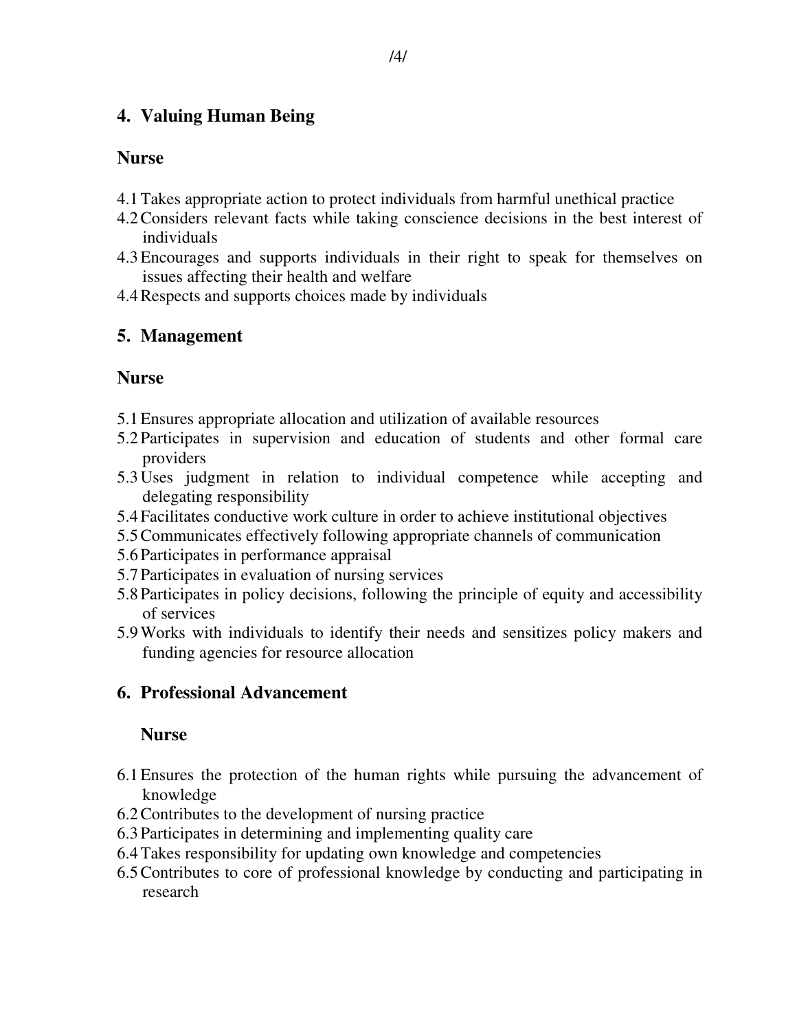## 4. Valuing Human Being

### Nurse

4.1 Takes appropriate action to protect individuals from harmful unethical practice
4.2 Considers relevant facts while taking conscience decisions in the best interest of individuals
4.3 Encourages and supports individuals in their right to speak for themselves on issues affecting their health and welfare
4.4 Respects and supports choices made by individuals

## 5. Management

### Nurse

5.1 Ensures appropriate allocation and utilization of available resources
5.2 Participates in supervision and education of students and other formal care providers
5.3 Uses judgment in relation to individual competence while accepting and delegating responsibility
5.4 Facilitates conductive work culture in order to achieve institutional objectives
5.5 Communicates effectively following appropriate channels of communication
5.6 Participates in performance appraisal
5.7 Participates in evaluation of nursing services
5.8 Participates in policy decisions, following the principle of equity and accessibility of services
5.9 Works with individuals to identify their needs and sensitizes policy makers and funding agencies for resource allocation

## 6. Professional Advancement

### Nurse

6.1 Ensures the protection of the human rights while pursuing the advancement of knowledge
6.2 Contributes to the development of nursing practice
6.3 Participates in determining and implementing quality care
6.4 Takes responsibility for updating own knowledge and competencies
6.5 Contributes to core of professional knowledge by conducting and participating in research